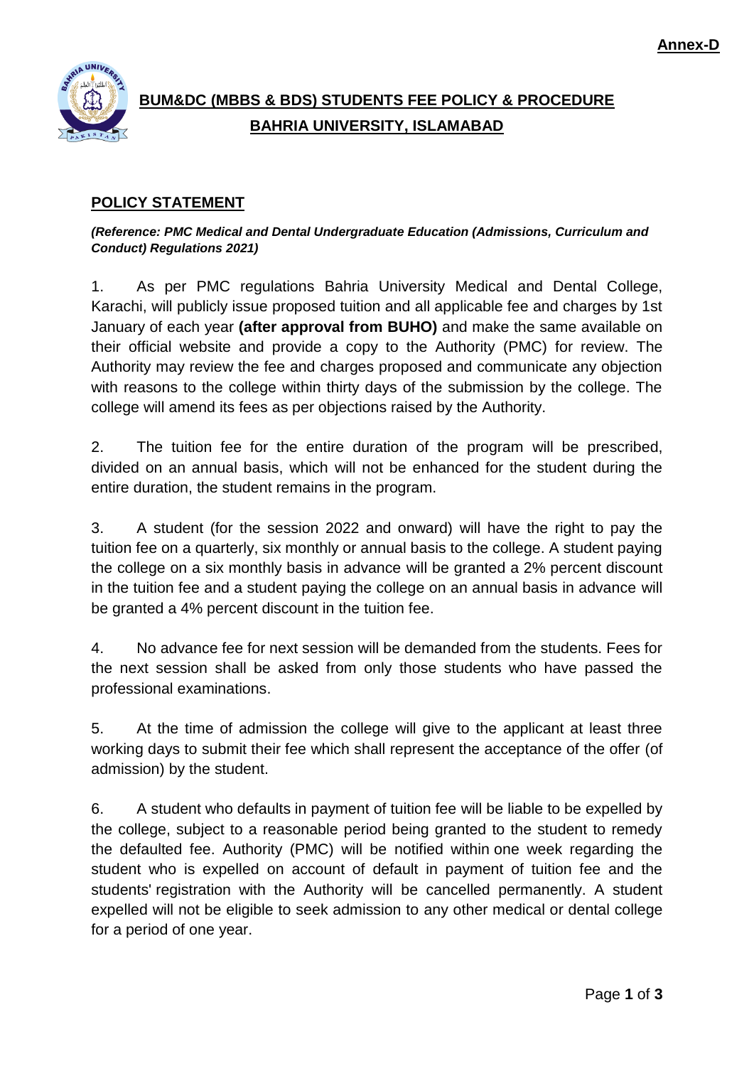**Annex-D**

# BUM&DC (MBBS & BDS) STUDENTS FEE POLICY & PROCEDURE
# BAHRIA UNIVERSITY, ISLAMABAD

## POLICY STATEMENT

***(Reference: PMC Medical and Dental Undergraduate Education (Admissions, Curriculum and Conduct) Regulations 2021)***

1. As per PMC regulations Bahria University Medical and Dental College, Karachi, will publicly issue proposed tuition and all applicable fee and charges by 1st January of each year **(after approval from BUHO)** and make the same available on their official website and provide a copy to the Authority (PMC) for review. The Authority may review the fee and charges proposed and communicate any objection with reasons to the college within thirty days of the submission by the college. The college will amend its fees as per objections raised by the Authority.

2. The tuition fee for the entire duration of the program will be prescribed, divided on an annual basis, which will not be enhanced for the student during the entire duration, the student remains in the program.

3. A student (for the session 2022 and onward) will have the right to pay the tuition fee on a quarterly, six monthly or annual basis to the college. A student paying the college on a six monthly basis in advance will be granted a 2% percent discount in the tuition fee and a student paying the college on an annual basis in advance will be granted a 4% percent discount in the tuition fee.

4. No advance fee for next session will be demanded from the students. Fees for the next session shall be asked from only those students who have passed the professional examinations.

5. At the time of admission the college will give to the applicant at least three working days to submit their fee which shall represent the acceptance of the offer (of admission) by the student.

6. A student who defaults in payment of tuition fee will be liable to be expelled by the college, subject to a reasonable period being granted to the student to remedy the defaulted fee. Authority (PMC) will be notified within one week regarding the student who is expelled on account of default in payment of tuition fee and the students' registration with the Authority will be cancelled permanently. A student expelled will not be eligible to seek admission to any other medical or dental college for a period of one year.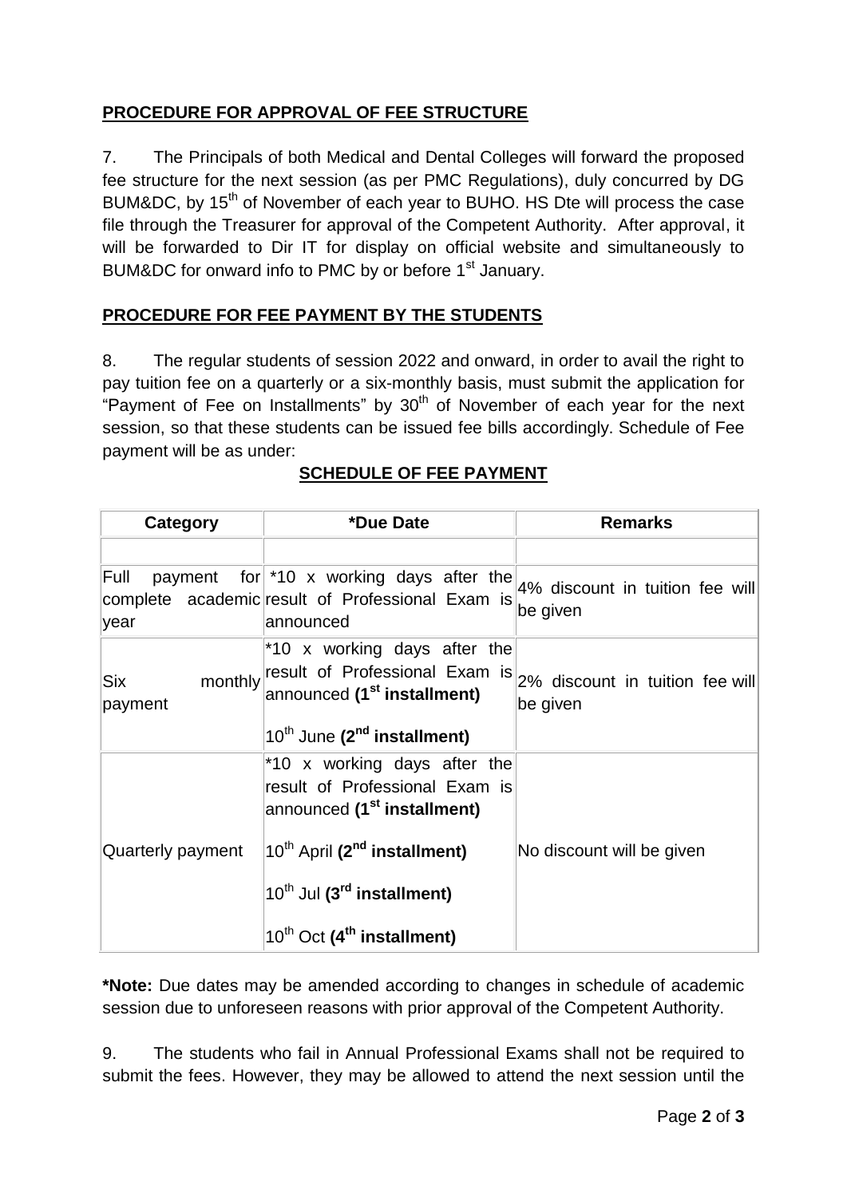## PROCEDURE FOR APPROVAL OF FEE STRUCTURE

7. The Principals of both Medical and Dental Colleges will forward the proposed fee structure for the next session (as per PMC Regulations), duly concurred by DG BUM&DC, by 15th of November of each year to BUHO. HS Dte will process the case file through the Treasurer for approval of the Competent Authority. After approval, it will be forwarded to Dir IT for display on official website and simultaneously to BUM&DC for onward info to PMC by or before 1st January.

## PROCEDURE FOR FEE PAYMENT BY THE STUDENTS

8. The regular students of session 2022 and onward, in order to avail the right to pay tuition fee on a quarterly or a six-monthly basis, must submit the application for "Payment of Fee on Installments" by 30th of November of each year for the next session, so that these students can be issued fee bills accordingly. Schedule of Fee payment will be as under:

### SCHEDULE OF FEE PAYMENT

| Category | *Due Date | Remarks |
|---|---|---|
| | | |
| Full payment for complete academic year | *10 x working days after the result of Professional Exam is announced | 4% discount in tuition fee will be given |
| Six monthly payment | *10 x working days after the result of Professional Exam is announced **(1st installment)**<br><br>10th June **(2nd installment)** | 2% discount in tuition fee will be given |
| Quarterly payment | *10 x working days after the result of Professional Exam is announced **(1st installment)**<br><br>10th April **(2nd installment)**<br><br>10th Jul **(3rd installment)**<br><br>10th Oct **(4th installment)** | No discount will be given |

**\*Note:** Due dates may be amended according to changes in schedule of academic session due to unforeseen reasons with prior approval of the Competent Authority.

9. The students who fail in Annual Professional Exams shall not be required to submit the fees. However, they may be allowed to attend the next session until the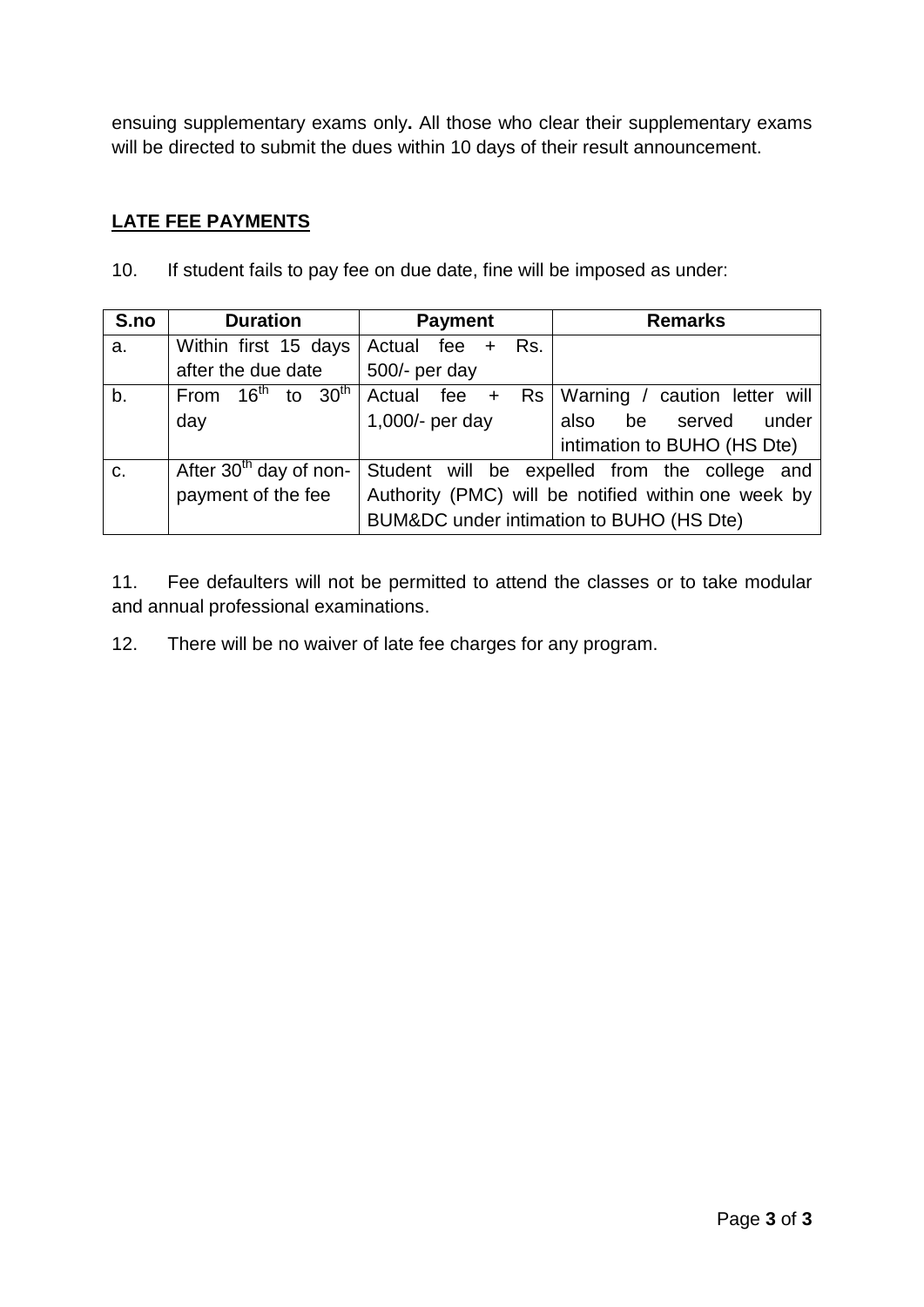ensuing supplementary exams only**.** All those who clear their supplementary exams will be directed to submit the dues within 10 days of their result announcement.

**LATE FEE PAYMENTS**

10. If student fails to pay fee on due date, fine will be imposed as under:

| S.no | Duration | Payment | Remarks |
|---|---|---|---|
| a. | Within first 15 days after the due date | Actual fee + Rs. 500/- per day | |
| b. | From 16th to 30th day | Actual fee + Rs 1,000/- per day | Warning / caution letter will also be served under intimation to BUHO (HS Dte) |
| c. | After 30th day of non-payment of the fee | Student will be expelled from the college and Authority (PMC) will be notified within one week by BUM&DC under intimation to BUHO (HS Dte) | |

11. Fee defaulters will not be permitted to attend the classes or to take modular and annual professional examinations.

12. There will be no waiver of late fee charges for any program.